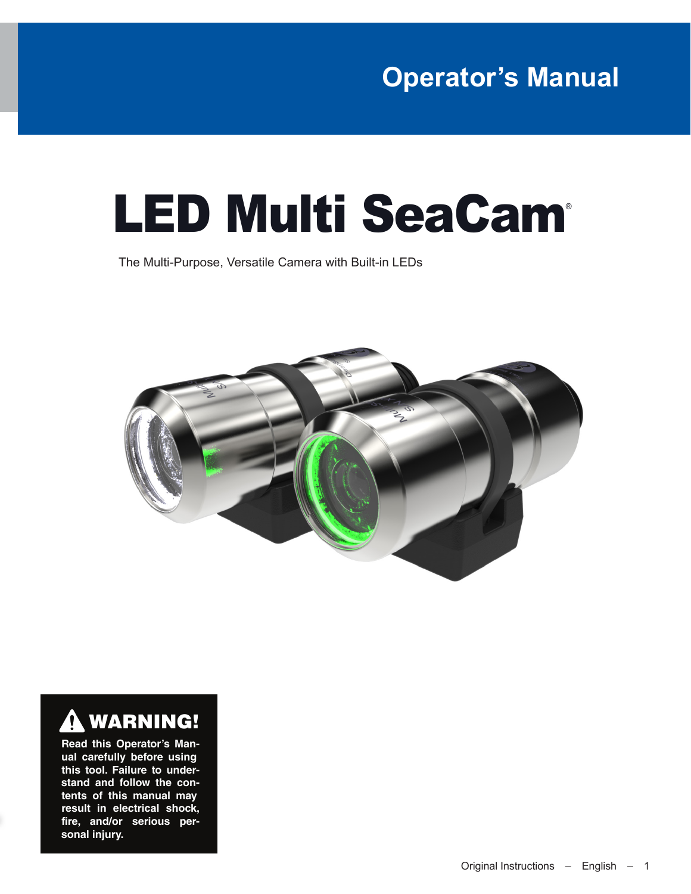Operator's Manual

# LED Multi SeaCam®

The Multi-Purpose, Versatile Camera with Built-in LEDs

**⚠ WARNING!**

**Read this Operator's Manual carefully before using this tool. Failure to understand and follow the contents of this manual may result in electrical shock, fire, and/or serious personal injury.**

Original Instructions – English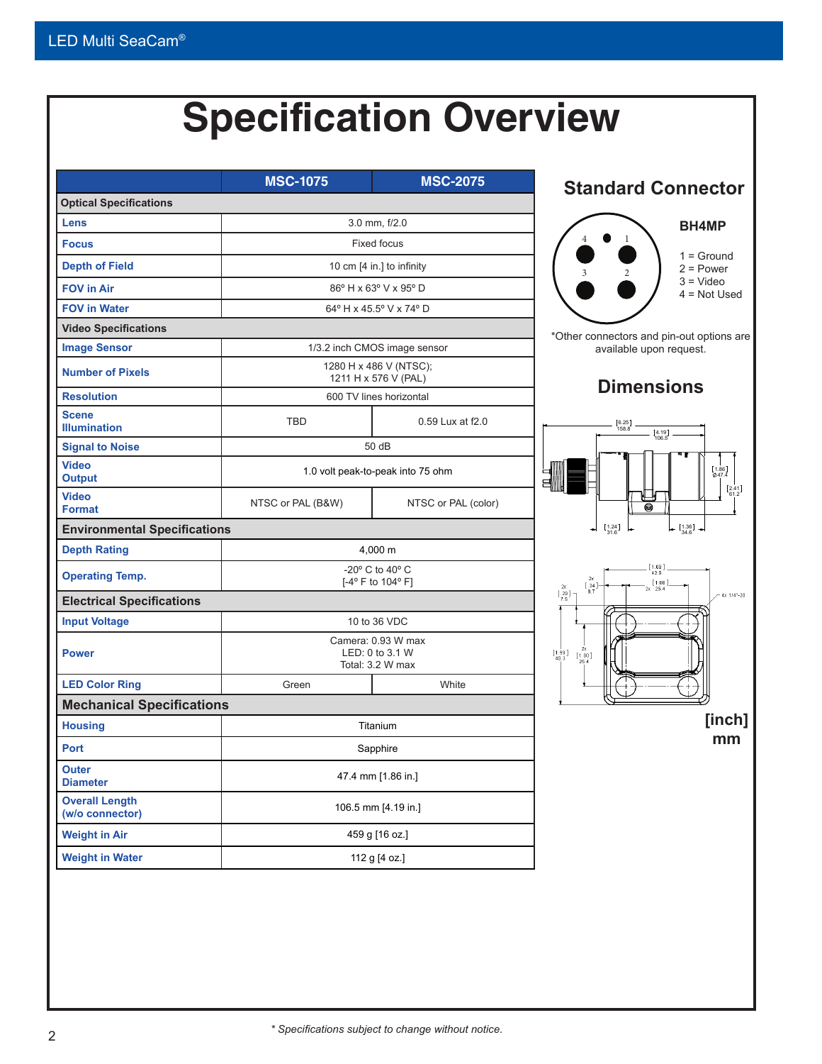# Specification Overview

| | MSC-1075 | MSC-2075 |
|---|---|---|
| **Optical Specifications** | | |
| Lens | 3.0 mm, f/2.0 | |
| Focus | Fixed focus | |
| Depth of Field | 10 cm [4 in.] to infinity | |
| FOV in Air | 86º H x 63º V x 95º D | |
| FOV in Water | 64º H x 45.5º V x 74º D | |
| **Video Specifications** | | |
| Image Sensor | 1/3.2 inch CMOS image sensor | |
| Number of Pixels | 1280 H x 486 V (NTSC); 1211 H x 576 V (PAL) | |
| Resolution | 600 TV lines horizontal | |
| Scene Illumination | TBD | 0.59 Lux at f2.0 |
| Signal to Noise | 50 dB | |
| Video Output | 1.0 volt peak-to-peak into 75 ohm | |
| Video Format | NTSC or PAL (B&W) | NTSC or PAL (color) |
| **Environmental Specifications** | | |
| Depth Rating | 4,000 m | |
| Operating Temp. | -20º C to 40º C [-4º F to 104º F] | |
| **Electrical Specifications** | | |
| Input Voltage | 10 to 36 VDC | |
| Power | Camera: 0.93 W max; LED: 0 to 3.1 W; Total: 3.2 W max | |
| LED Color Ring | Green | White |
| **Mechanical Specifications** | | |
| Housing | Titanium | |
| Port | Sapphire | |
| Outer Diameter | 47.4 mm [1.86 in.] | |
| Overall Length (w/o connector) | 106.5 mm [4.19 in.] | |
| Weight in Air | 459 g [16 oz.] | |
| Weight in Water | 112 g [4 oz.] | |

## Standard Connector

**BH4MP**

1 = Ground
2 = Power
3 = Video
4 = Not Used

*Other connectors and pin-out options are available upon request.

## Dimensions

[6.25] 158.8; [4.19] 106.5; [1.86] Ø47.4; [2.41] 61.2; [1.24] 31.6; [1.36] 34.6

[1.69] 42.9; 2x [.34] 8.7; 2x [1.00] 25.4; 2x [.29] 7.5; 4x 1/4"-20; [1.59] 40.3; 2x [1.00] 25.4

[inch]
mm

*\* Specifications subject to change without notice.*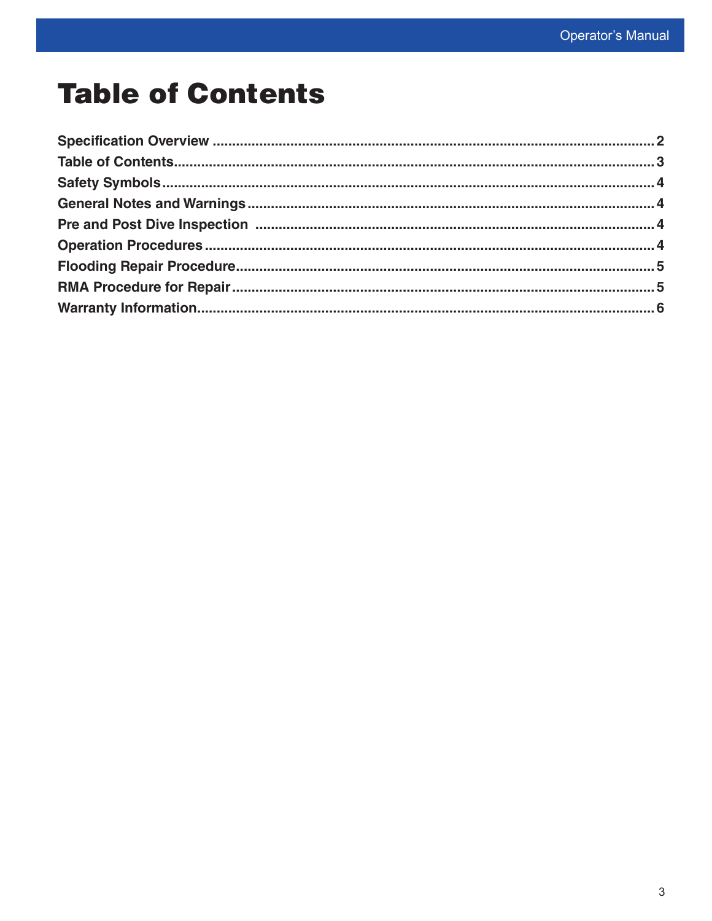# Table of Contents

| Section | Page |
| --- | --- |
| **Specification Overview** | 2 |
| **Table of Contents** | 3 |
| **Safety Symbols** | 4 |
| **General Notes and Warnings** | 4 |
| **Pre and Post Dive Inspection** | 4 |
| **Operation Procedures** | 4 |
| **Flooding Repair Procedure** | 5 |
| **RMA Procedure for Repair** | 5 |
| **Warranty Information** | 6 |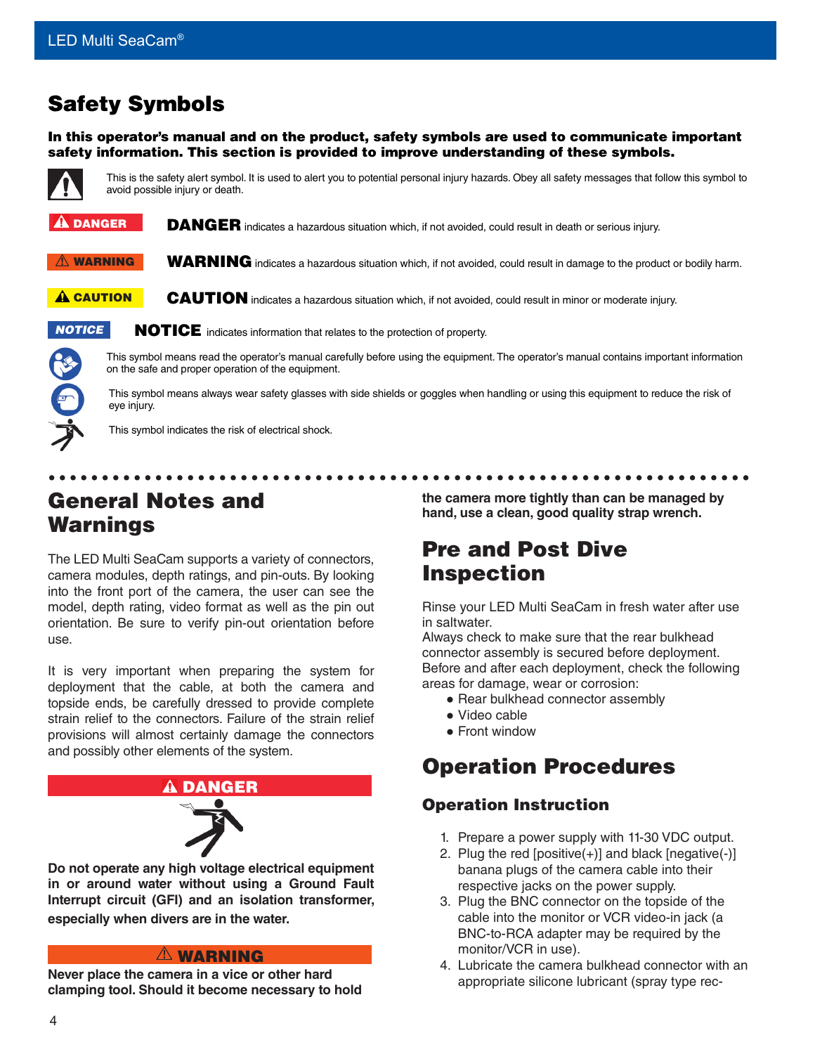# Safety Symbols

**In this operator's manual and on the product, safety symbols are used to communicate important safety information. This section is provided to improve understanding of these symbols.**

This is the safety alert symbol. It is used to alert you to potential personal injury hazards. Obey all safety messages that follow this symbol to avoid possible injury or death.

**DANGER** indicates a hazardous situation which, if not avoided, could result in death or serious injury.

**WARNING** indicates a hazardous situation which, if not avoided, could result in damage to the product or bodily harm.

**CAUTION** indicates a hazardous situation which, if not avoided, could result in minor or moderate injury.

**NOTICE** indicates information that relates to the protection of property.

This symbol means read the operator's manual carefully before using the equipment. The operator's manual contains important information on the safe and proper operation of the equipment.

This symbol means always wear safety glasses with side shields or goggles when handling or using this equipment to reduce the risk of eye injury.

This symbol indicates the risk of electrical shock.

# General Notes and Warnings

The LED Multi SeaCam supports a variety of connectors, camera modules, depth ratings, and pin-outs. By looking into the front port of the camera, the user can see the model, depth rating, video format as well as the pin out orientation. Be sure to verify pin-out orientation before use.

It is very important when preparing the system for deployment that the cable, at both the camera and topside ends, be carefully dressed to provide complete strain relief to the connectors. Failure of the strain relief provisions will almost certainly damage the connectors and possibly other elements of the system.

**DANGER**

**Do not operate any high voltage electrical equipment in or around water without using a Ground Fault Interrupt circuit (GFI) and an isolation transformer, especially when divers are in the water.**

**WARNING**

**Never place the camera in a vice or other hard clamping tool. Should it become necessary to hold the camera more tightly than can be managed by hand, use a clean, good quality strap wrench.**

# Pre and Post Dive Inspection

Rinse your LED Multi SeaCam in fresh water after use in saltwater.

Always check to make sure that the rear bulkhead connector assembly is secured before deployment.

Before and after each deployment, check the following areas for damage, wear or corrosion:

- Rear bulkhead connector assembly
- Video cable
- Front window

# Operation Procedures

## Operation Instruction

1. Prepare a power supply with 11-30 VDC output.
2. Plug the red [positive(+)] and black [negative(-)] banana plugs of the camera cable into their respective jacks on the power supply.
3. Plug the BNC connector on the topside of the cable into the monitor or VCR video-in jack (a BNC-to-RCA adapter may be required by the monitor/VCR in use).
4. Lubricate the camera bulkhead connector with an appropriate silicone lubricant (spray type rec-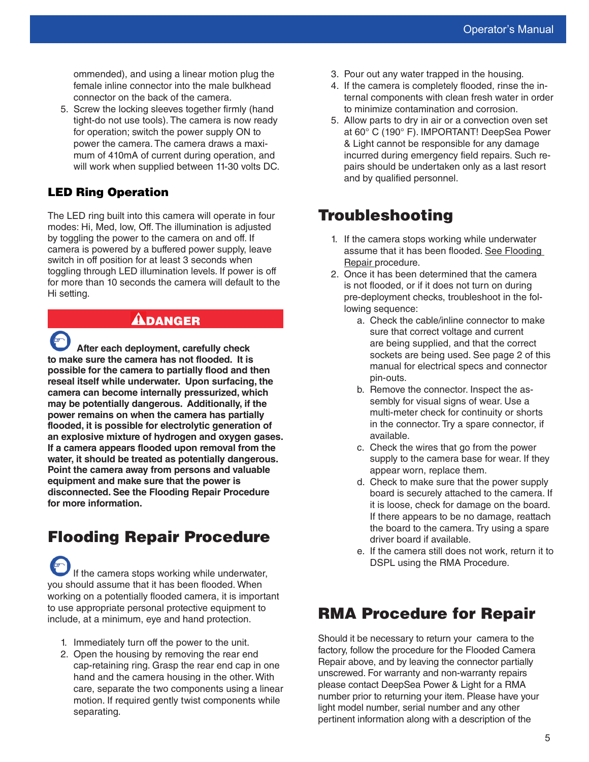ommended), and using a linear motion plug the female inline connector into the male bulkhead connector on the back of the camera.

5. Screw the locking sleeves together firmly (hand tight-do not use tools). The camera is now ready for operation; switch the power supply ON to power the camera. The camera draws a maximum of 410mA of current during operation, and will work when supplied between 11-30 volts DC.

### LED Ring Operation

The LED ring built into this camera will operate in four modes: Hi, Med, low, Off. The illumination is adjusted by toggling the power to the camera on and off. If camera is powered by a buffered power supply, leave switch in off position for at least 3 seconds when toggling through LED illumination levels. If power is off for more than 10 seconds the camera will default to the Hi setting.

**⚠DANGER**

**After each deployment, carefully check to make sure the camera has not flooded. It is possible for the camera to partially flood and then reseal itself while underwater. Upon surfacing, the camera can become internally pressurized, which may be potentially dangerous. Additionally, if the power remains on when the camera has partially flooded, it is possible for electrolytic generation of an explosive mixture of hydrogen and oxygen gases. If a camera appears flooded upon removal from the water, it should be treated as potentially dangerous. Point the camera away from persons and valuable equipment and make sure that the power is disconnected. See the Flooding Repair Procedure for more information.**

## Flooding Repair Procedure

If the camera stops working while underwater, you should assume that it has been flooded. When working on a potentially flooded camera, it is important to use appropriate personal protective equipment to include, at a minimum, eye and hand protection.

1. Immediately turn off the power to the unit.
2. Open the housing by removing the rear end cap-retaining ring. Grasp the rear end cap in one hand and the camera housing in the other. With care, separate the two components using a linear motion. If required gently twist components while separating.
3. Pour out any water trapped in the housing.
4. If the camera is completely flooded, rinse the internal components with clean fresh water in order to minimize contamination and corrosion.
5. Allow parts to dry in air or a convection oven set at 60° C (190° F). IMPORTANT! DeepSea Power & Light cannot be responsible for any damage incurred during emergency field repairs. Such repairs should be undertaken only as a last resort and by qualified personnel.

## Troubleshooting

1. If the camera stops working while underwater assume that it has been flooded. See Flooding Repair procedure.
2. Once it has been determined that the camera is not flooded, or if it does not turn on during pre-deployment checks, troubleshoot in the following sequence:
   a. Check the cable/inline connector to make sure that correct voltage and current are being supplied, and that the correct sockets are being used. See page 2 of this manual for electrical specs and connector pin-outs.
   b. Remove the connector. Inspect the assembly for visual signs of wear. Use a multi-meter check for continuity or shorts in the connector. Try a spare connector, if available.
   c. Check the wires that go from the power supply to the camera base for wear. If they appear worn, replace them.
   d. Check to make sure that the power supply board is securely attached to the camera. If it is loose, check for damage on the board. If there appears to be no damage, reattach the board to the camera. Try using a spare driver board if available.
   e. If the camera still does not work, return it to DSPL using the RMA Procedure.

## RMA Procedure for Repair

Should it be necessary to return your camera to the factory, follow the procedure for the Flooded Camera Repair above, and by leaving the connector partially unscrewed. For warranty and non-warranty repairs please contact DeepSea Power & Light for a RMA number prior to returning your item. Please have your light model number, serial number and any other pertinent information along with a description of the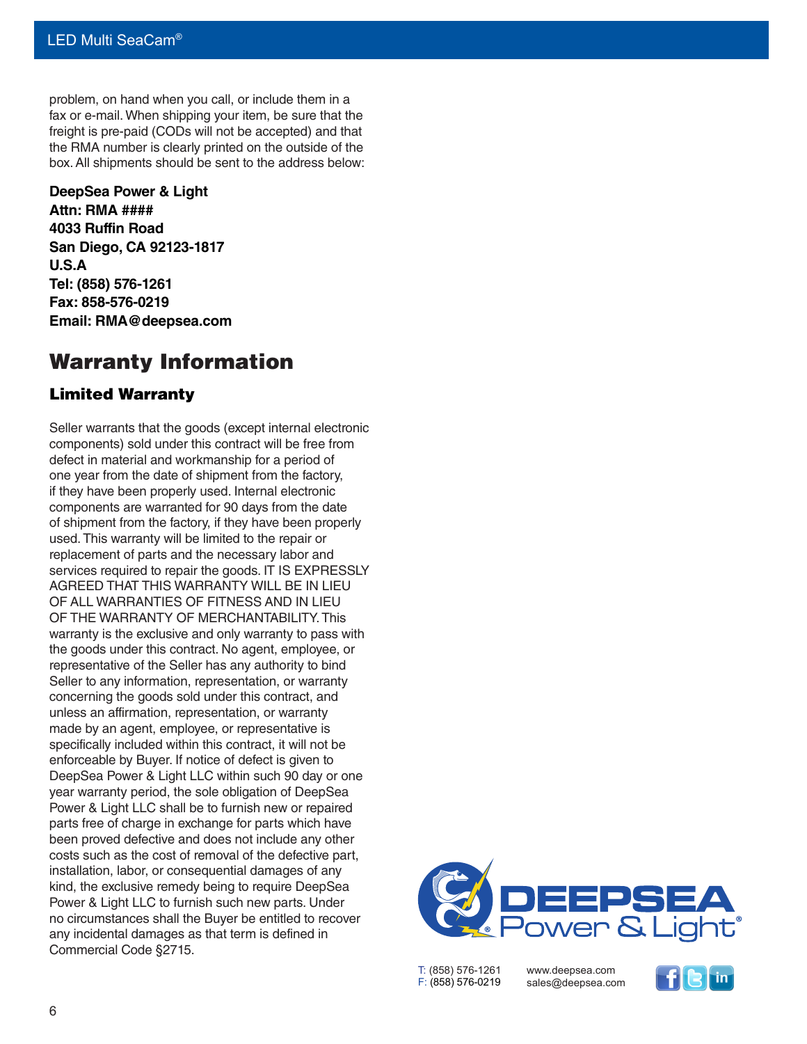problem, on hand when you call, or include them in a fax or e-mail. When shipping your item, be sure that the freight is pre-paid (CODs will not be accepted) and that the RMA number is clearly printed on the outside of the box. All shipments should be sent to the address below:

**DeepSea Power & Light**
**Attn: RMA ####**
**4033 Ruffin Road**
**San Diego, CA 92123-1817**
**U.S.A**
**Tel: (858) 576-1261**
**Fax: 858-576-0219**
**Email: RMA@deepsea.com**

# Warranty Information

## Limited Warranty

Seller warrants that the goods (except internal electronic components) sold under this contract will be free from defect in material and workmanship for a period of one year from the date of shipment from the factory, if they have been properly used. Internal electronic components are warranted for 90 days from the date of shipment from the factory, if they have been properly used. This warranty will be limited to the repair or replacement of parts and the necessary labor and services required to repair the goods. IT IS EXPRESSLY AGREED THAT THIS WARRANTY WILL BE IN LIEU OF ALL WARRANTIES OF FITNESS AND IN LIEU OF THE WARRANTY OF MERCHANTABILITY. This warranty is the exclusive and only warranty to pass with the goods under this contract. No agent, employee, or representative of the Seller has any authority to bind Seller to any information, representation, or warranty concerning the goods sold under this contract, and unless an affirmation, representation, or warranty made by an agent, employee, or representative is specifically included within this contract, it will not be enforceable by Buyer. If notice of defect is given to DeepSea Power & Light LLC within such 90 day or one year warranty period, the sole obligation of DeepSea Power & Light LLC shall be to furnish new or repaired parts free of charge in exchange for parts which have been proved defective and does not include any other costs such as the cost of removal of the defective part, installation, labor, or consequential damages of any kind, the exclusive remedy being to require DeepSea Power & Light LLC to furnish such new parts. Under no circumstances shall the Buyer be entitled to recover any incidental damages as that term is defined in Commercial Code §2715.

DEEPSEA Power & Light®

T: (858) 576-1261
F: (858) 576-0219

www.deepsea.com
sales@deepsea.com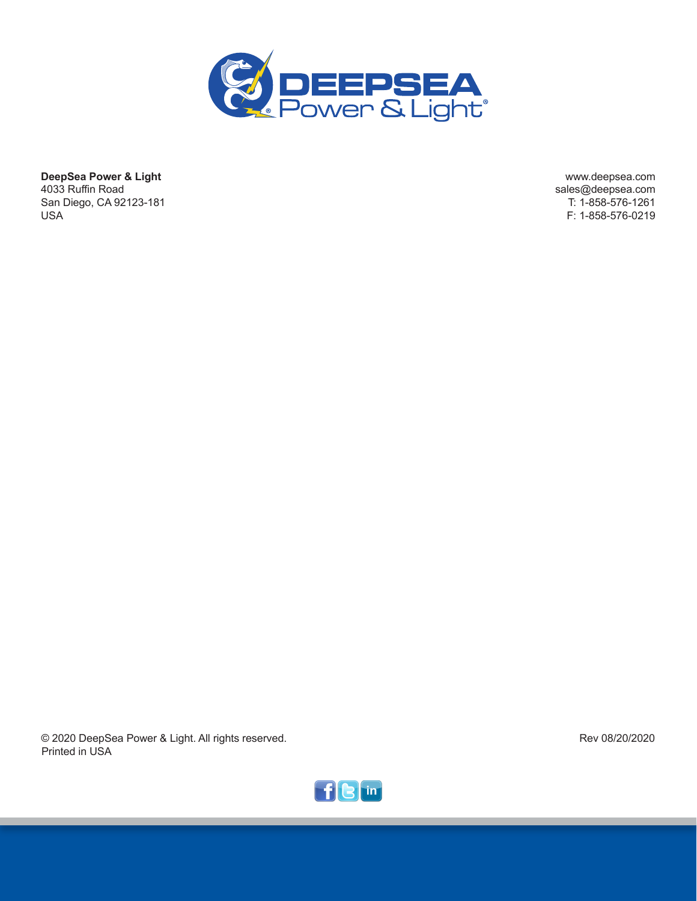**DeepSea Power & Light**
4033 Ruffin Road
San Diego, CA 92123-181
USA

www.deepsea.com
sales@deepsea.com
T: 1-858-576-1261
F: 1-858-576-0219

© 2020 DeepSea Power & Light. All rights reserved.
Printed in USA

Rev 08/20/2020